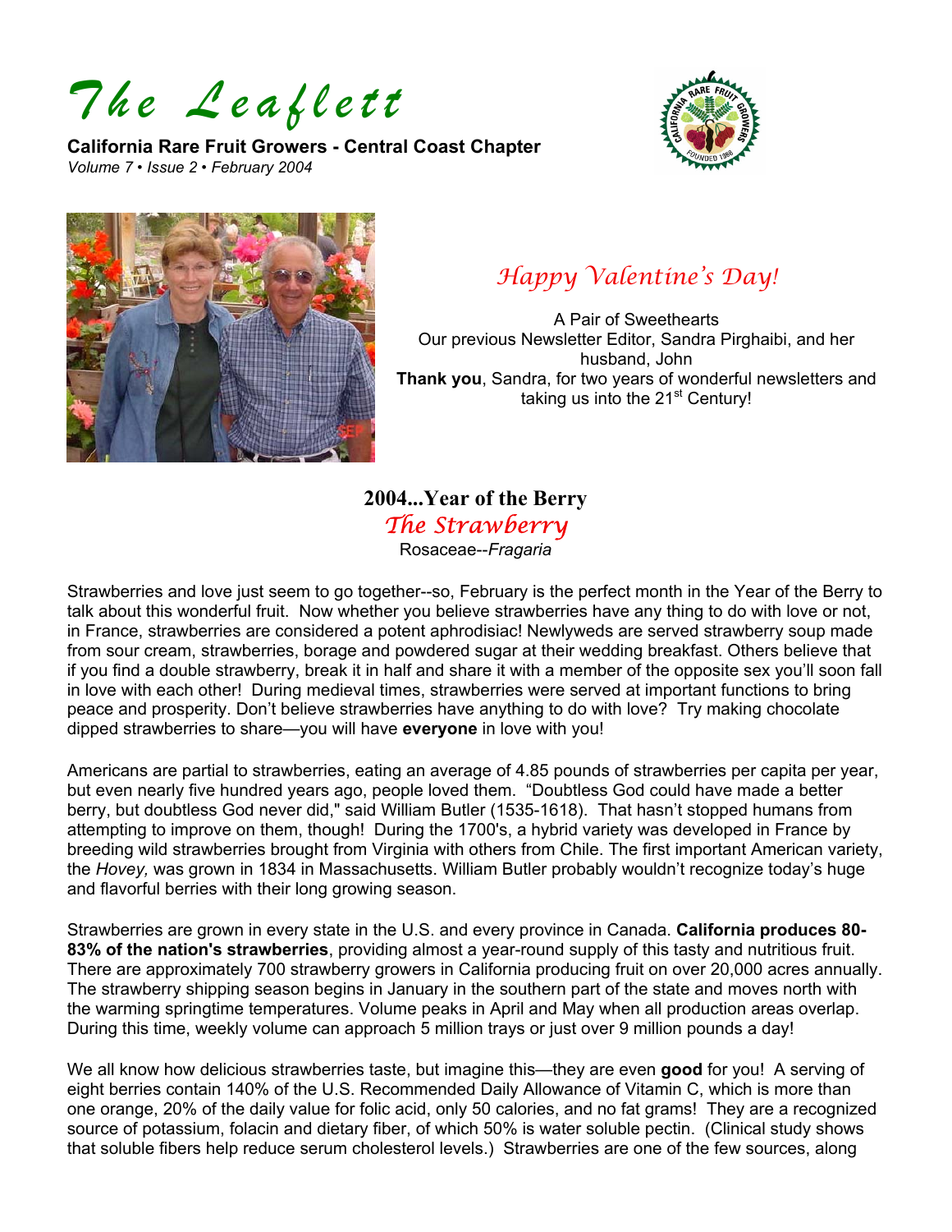# *The Leaflett*

**California Rare Fruit Growers - Central Coast Chapter**
*Volume 7 • Issue 2 • February 2004*

## *Happy Valentine's Day!*

A Pair of Sweethearts
Our previous Newsletter Editor, Sandra Pirghaibi, and her husband, John
**Thank you**, Sandra, for two years of wonderful newsletters and taking us into the 21st Century!

## 2004...Year of the Berry

### *The Strawberry*

Rosaceae--*Fragaria*

Strawberries and love just seem to go together--so, February is the perfect month in the Year of the Berry to talk about this wonderful fruit. Now whether you believe strawberries have any thing to do with love or not, in France, strawberries are considered a potent aphrodisiac! Newlyweds are served strawberry soup made from sour cream, strawberries, borage and powdered sugar at their wedding breakfast. Others believe that if you find a double strawberry, break it in half and share it with a member of the opposite sex you'll soon fall in love with each other! During medieval times, strawberries were served at important functions to bring peace and prosperity. Don't believe strawberries have anything to do with love? Try making chocolate dipped strawberries to share—you will have **everyone** in love with you!

Americans are partial to strawberries, eating an average of 4.85 pounds of strawberries per capita per year, but even nearly five hundred years ago, people loved them. "Doubtless God could have made a better berry, but doubtless God never did," said William Butler (1535-1618). That hasn't stopped humans from attempting to improve on them, though! During the 1700's, a hybrid variety was developed in France by breeding wild strawberries brought from Virginia with others from Chile. The first important American variety, the *Hovey,* was grown in 1834 in Massachusetts. William Butler probably wouldn't recognize today's huge and flavorful berries with their long growing season.

Strawberries are grown in every state in the U.S. and every province in Canada. **California produces 80-83% of the nation's strawberries**, providing almost a year-round supply of this tasty and nutritious fruit. There are approximately 700 strawberry growers in California producing fruit on over 20,000 acres annually. The strawberry shipping season begins in January in the southern part of the state and moves north with the warming springtime temperatures. Volume peaks in April and May when all production areas overlap. During this time, weekly volume can approach 5 million trays or just over 9 million pounds a day!

We all know how delicious strawberries taste, but imagine this—they are even **good** for you! A serving of eight berries contain 140% of the U.S. Recommended Daily Allowance of Vitamin C, which is more than one orange, 20% of the daily value for folic acid, only 50 calories, and no fat grams! They are a recognized source of potassium, folacin and dietary fiber, of which 50% is water soluble pectin. (Clinical study shows that soluble fibers help reduce serum cholesterol levels.) Strawberries are one of the few sources, along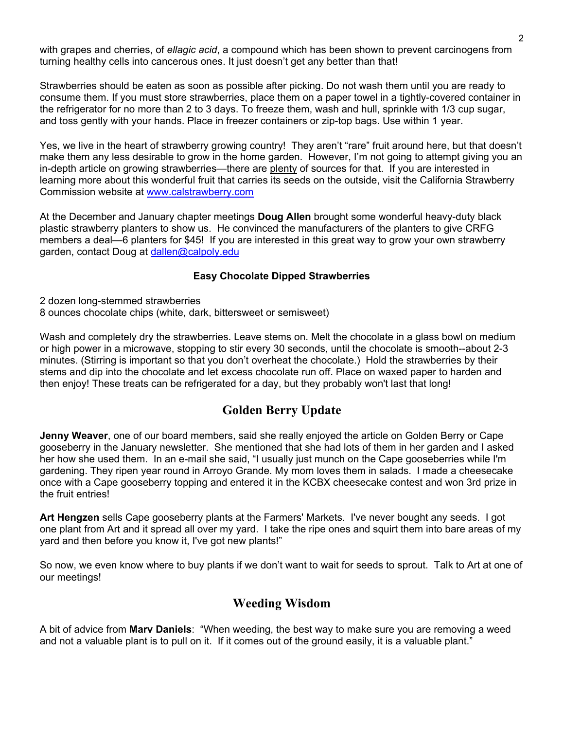with grapes and cherries, of *ellagic acid*, a compound which has been shown to prevent carcinogens from turning healthy cells into cancerous ones. It just doesn't get any better than that!

Strawberries should be eaten as soon as possible after picking. Do not wash them until you are ready to consume them. If you must store strawberries, place them on a paper towel in a tightly-covered container in the refrigerator for no more than 2 to 3 days. To freeze them, wash and hull, sprinkle with 1/3 cup sugar, and toss gently with your hands. Place in freezer containers or zip-top bags. Use within 1 year.

Yes, we live in the heart of strawberry growing country! They aren't "rare" fruit around here, but that doesn't make them any less desirable to grow in the home garden. However, I'm not going to attempt giving you an in-depth article on growing strawberries—there are plenty of sources for that. If you are interested in learning more about this wonderful fruit that carries its seeds on the outside, visit the California Strawberry Commission website at www.calstrawberry.com

At the December and January chapter meetings **Doug Allen** brought some wonderful heavy-duty black plastic strawberry planters to show us. He convinced the manufacturers of the planters to give CRFG members a deal—6 planters for $45! If you are interested in this great way to grow your own strawberry garden, contact Doug at dallen@calpoly.edu

**Easy Chocolate Dipped Strawberries**

2 dozen long-stemmed strawberries
8 ounces chocolate chips (white, dark, bittersweet or semisweet)

Wash and completely dry the strawberries. Leave stems on. Melt the chocolate in a glass bowl on medium or high power in a microwave, stopping to stir every 30 seconds, until the chocolate is smooth--about 2-3 minutes. (Stirring is important so that you don't overheat the chocolate.) Hold the strawberries by their stems and dip into the chocolate and let excess chocolate run off. Place on waxed paper to harden and then enjoy! These treats can be refrigerated for a day, but they probably won't last that long!

## Golden Berry Update

**Jenny Weaver**, one of our board members, said she really enjoyed the article on Golden Berry or Cape gooseberry in the January newsletter. She mentioned that she had lots of them in her garden and I asked her how she used them. In an e-mail she said, "I usually just munch on the Cape gooseberries while I'm gardening. They ripen year round in Arroyo Grande. My mom loves them in salads. I made a cheesecake once with a Cape gooseberry topping and entered it in the KCBX cheesecake contest and won 3rd prize in the fruit entries!

**Art Hengzen** sells Cape gooseberry plants at the Farmers' Markets. I've never bought any seeds. I got one plant from Art and it spread all over my yard. I take the ripe ones and squirt them into bare areas of my yard and then before you know it, I've got new plants!"

So now, we even know where to buy plants if we don't want to wait for seeds to sprout. Talk to Art at one of our meetings!

## Weeding Wisdom

A bit of advice from **Marv Daniels**: "When weeding, the best way to make sure you are removing a weed and not a valuable plant is to pull on it. If it comes out of the ground easily, it is a valuable plant."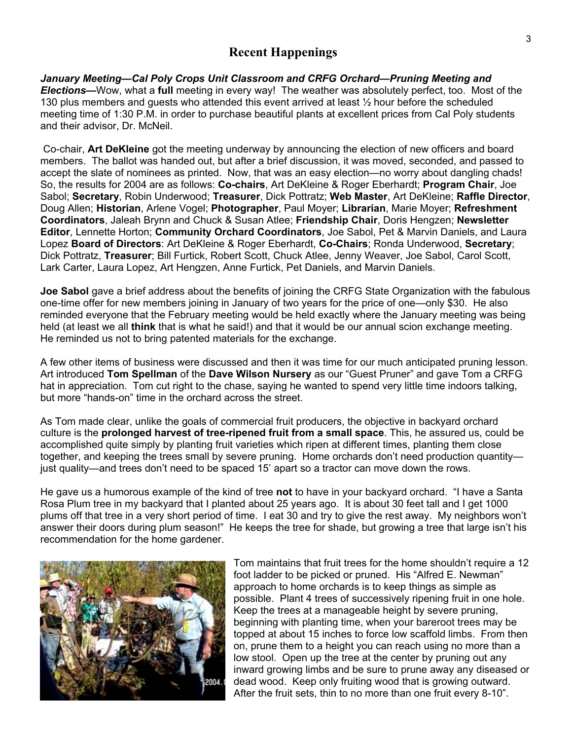## Recent Happenings

***January Meeting—Cal Poly Crops Unit Classroom and CRFG Orchard—Pruning Meeting and Elections—***Wow, what a **full** meeting in every way! The weather was absolutely perfect, too. Most of the 130 plus members and guests who attended this event arrived at least ½ hour before the scheduled meeting time of 1:30 P.M. in order to purchase beautiful plants at excellent prices from Cal Poly students and their advisor, Dr. McNeil.

Co-chair, **Art DeKleine** got the meeting underway by announcing the election of new officers and board members. The ballot was handed out, but after a brief discussion, it was moved, seconded, and passed to accept the slate of nominees as printed. Now, that was an easy election—no worry about dangling chads! So, the results for 2004 are as follows: **Co-chairs**, Art DeKleine & Roger Eberhardt; **Program Chair**, Joe Sabol; **Secretary**, Robin Underwood; **Treasurer**, Dick Pottratz; **Web Master**, Art DeKleine; **Raffle Director**, Doug Allen; **Historian**, Arlene Vogel; **Photographer**, Paul Moyer; **Librarian**, Marie Moyer; **Refreshment Coordinators**, Jaleah Brynn and Chuck & Susan Atlee; **Friendship Chair**, Doris Hengzen; **Newsletter Editor**, Lennette Horton; **Community Orchard Coordinators**, Joe Sabol, Pet & Marvin Daniels, and Laura Lopez **Board of Directors**: Art DeKleine & Roger Eberhardt, **Co-Chairs**; Ronda Underwood, **Secretary**; Dick Pottratz, **Treasurer**; Bill Furtick, Robert Scott, Chuck Atlee, Jenny Weaver, Joe Sabol, Carol Scott, Lark Carter, Laura Lopez, Art Hengzen, Anne Furtick, Pet Daniels, and Marvin Daniels.

**Joe Sabol** gave a brief address about the benefits of joining the CRFG State Organization with the fabulous one-time offer for new members joining in January of two years for the price of one—only $30. He also reminded everyone that the February meeting would be held exactly where the January meeting was being held (at least we all **think** that is what he said!) and that it would be our annual scion exchange meeting. He reminded us not to bring patented materials for the exchange.

A few other items of business were discussed and then it was time for our much anticipated pruning lesson. Art introduced **Tom Spellman** of the **Dave Wilson Nursery** as our "Guest Pruner" and gave Tom a CRFG hat in appreciation. Tom cut right to the chase, saying he wanted to spend very little time indoors talking, but more "hands-on" time in the orchard across the street.

As Tom made clear, unlike the goals of commercial fruit producers, the objective in backyard orchard culture is the **prolonged harvest of tree-ripened fruit from a small space**. This, he assured us, could be accomplished quite simply by planting fruit varieties which ripen at different times, planting them close together, and keeping the trees small by severe pruning. Home orchards don't need production quantity—just quality—and trees don't need to be spaced 15' apart so a tractor can move down the rows.

He gave us a humorous example of the kind of tree **not** to have in your backyard orchard. "I have a Santa Rosa Plum tree in my backyard that I planted about 25 years ago. It is about 30 feet tall and I get 1000 plums off that tree in a very short period of time. I eat 30 and try to give the rest away. My neighbors won't answer their doors during plum season!" He keeps the tree for shade, but growing a tree that large isn't his recommendation for the home gardener.

Tom maintains that fruit trees for the home shouldn't require a 12 foot ladder to be picked or pruned. His "Alfred E. Newman" approach to home orchards is to keep things as simple as possible. Plant 4 trees of successively ripening fruit in one hole. Keep the trees at a manageable height by severe pruning, beginning with planting time, when your bareroot trees may be topped at about 15 inches to force low scaffold limbs. From then on, prune them to a height you can reach using no more than a low stool. Open up the tree at the center by pruning out any inward growing limbs and be sure to prune away any diseased or dead wood. Keep only fruiting wood that is growing outward. After the fruit sets, thin to no more than one fruit every 8-10".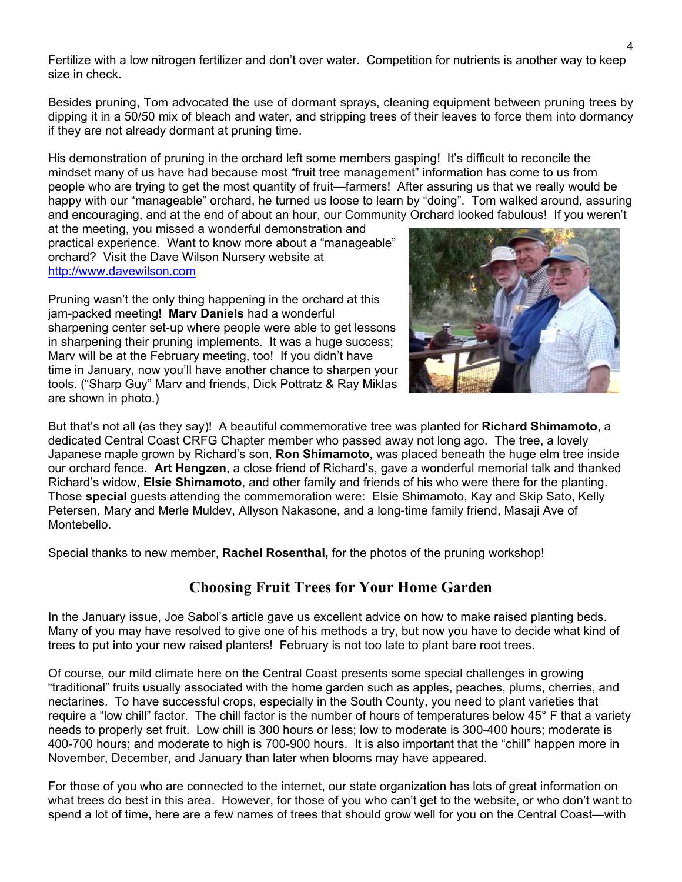Fertilize with a low nitrogen fertilizer and don't over water. Competition for nutrients is another way to keep size in check.

Besides pruning, Tom advocated the use of dormant sprays, cleaning equipment between pruning trees by dipping it in a 50/50 mix of bleach and water, and stripping trees of their leaves to force them into dormancy if they are not already dormant at pruning time.

His demonstration of pruning in the orchard left some members gasping! It's difficult to reconcile the mindset many of us have had because most "fruit tree management" information has come to us from people who are trying to get the most quantity of fruit—farmers! After assuring us that we really would be happy with our "manageable" orchard, he turned us loose to learn by "doing". Tom walked around, assuring and encouraging, and at the end of about an hour, our Community Orchard looked fabulous! If you weren't at the meeting, you missed a wonderful demonstration and practical experience. Want to know more about a "manageable" orchard? Visit the Dave Wilson Nursery website at http://www.davewilson.com

Pruning wasn't the only thing happening in the orchard at this jam-packed meeting! **Marv Daniels** had a wonderful sharpening center set-up where people were able to get lessons in sharpening their pruning implements. It was a huge success; Marv will be at the February meeting, too! If you didn't have time in January, now you'll have another chance to sharpen your tools. ("Sharp Guy" Marv and friends, Dick Pottratz & Ray Miklas are shown in photo.)

But that's not all (as they say)! A beautiful commemorative tree was planted for **Richard Shimamoto**, a dedicated Central Coast CRFG Chapter member who passed away not long ago. The tree, a lovely Japanese maple grown by Richard's son, **Ron Shimamoto**, was placed beneath the huge elm tree inside our orchard fence. **Art Hengzen**, a close friend of Richard's, gave a wonderful memorial talk and thanked Richard's widow, **Elsie Shimamoto**, and other family and friends of his who were there for the planting. Those **special** guests attending the commemoration were: Elsie Shimamoto, Kay and Skip Sato, Kelly Petersen, Mary and Merle Muldev, Allyson Nakasone, and a long-time family friend, Masaji Ave of Montebello.

Special thanks to new member, **Rachel Rosenthal,** for the photos of the pruning workshop!

## Choosing Fruit Trees for Your Home Garden

In the January issue, Joe Sabol's article gave us excellent advice on how to make raised planting beds. Many of you may have resolved to give one of his methods a try, but now you have to decide what kind of trees to put into your new raised planters! February is not too late to plant bare root trees.

Of course, our mild climate here on the Central Coast presents some special challenges in growing "traditional" fruits usually associated with the home garden such as apples, peaches, plums, cherries, and nectarines. To have successful crops, especially in the South County, you need to plant varieties that require a "low chill" factor. The chill factor is the number of hours of temperatures below 45° F that a variety needs to properly set fruit. Low chill is 300 hours or less; low to moderate is 300-400 hours; moderate is 400-700 hours; and moderate to high is 700-900 hours. It is also important that the "chill" happen more in November, December, and January than later when blooms may have appeared.

For those of you who are connected to the internet, our state organization has lots of great information on what trees do best in this area. However, for those of you who can't get to the website, or who don't want to spend a lot of time, here are a few names of trees that should grow well for you on the Central Coast—with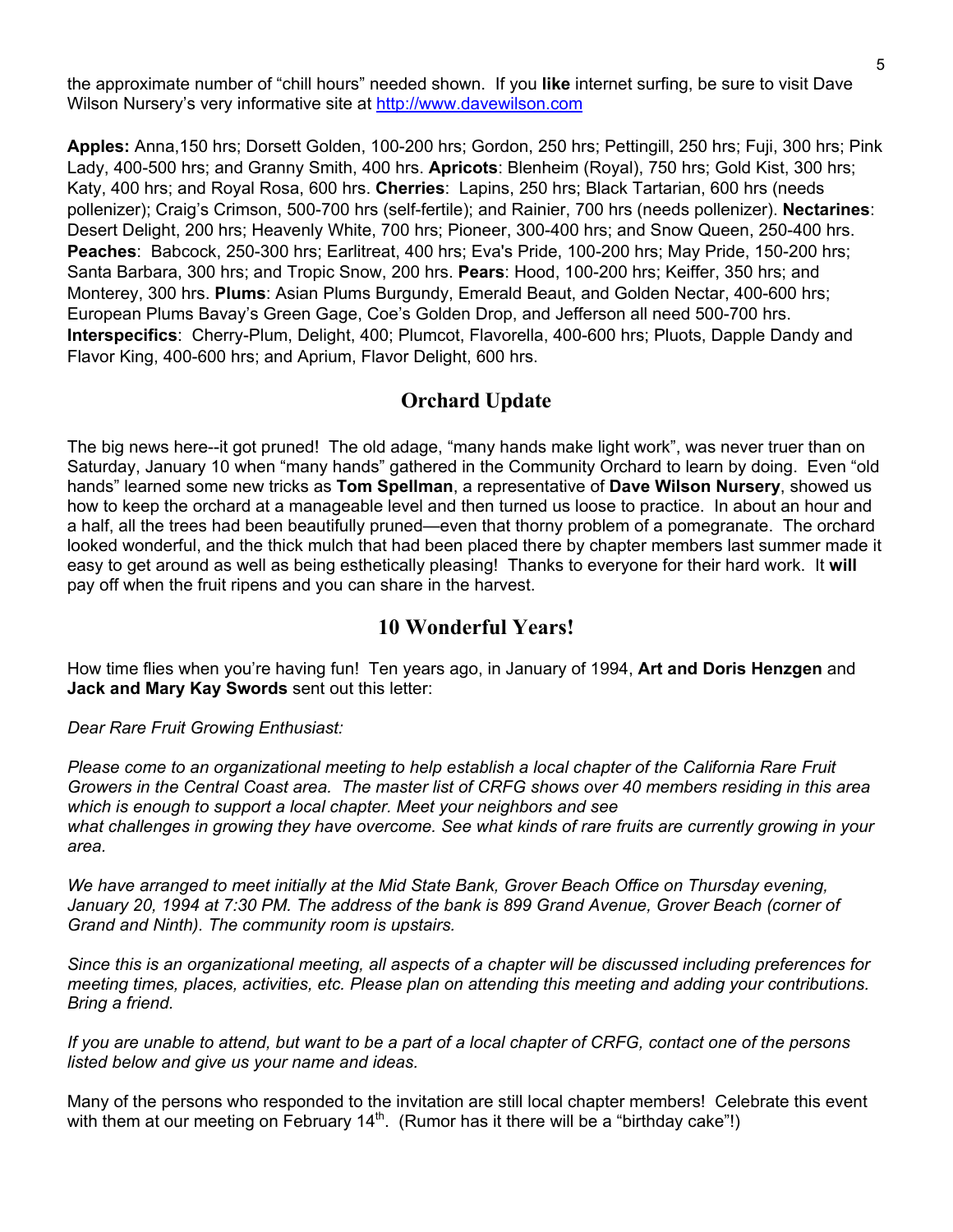the approximate number of "chill hours" needed shown. If you **like** internet surfing, be sure to visit Dave Wilson Nursery's very informative site at http://www.davewilson.com

**Apples:** Anna,150 hrs; Dorsett Golden, 100-200 hrs; Gordon, 250 hrs; Pettingill, 250 hrs; Fuji, 300 hrs; Pink Lady, 400-500 hrs; and Granny Smith, 400 hrs. **Apricots**: Blenheim (Royal), 750 hrs; Gold Kist, 300 hrs; Katy, 400 hrs; and Royal Rosa, 600 hrs. **Cherries**: Lapins, 250 hrs; Black Tartarian, 600 hrs (needs pollenizer); Craig's Crimson, 500-700 hrs (self-fertile); and Rainier, 700 hrs (needs pollenizer). **Nectarines**: Desert Delight, 200 hrs; Heavenly White, 700 hrs; Pioneer, 300-400 hrs; and Snow Queen, 250-400 hrs. **Peaches**: Babcock, 250-300 hrs; Earlitreat, 400 hrs; Eva's Pride, 100-200 hrs; May Pride, 150-200 hrs; Santa Barbara, 300 hrs; and Tropic Snow, 200 hrs. **Pears**: Hood, 100-200 hrs; Keiffer, 350 hrs; and Monterey, 300 hrs. **Plums**: Asian Plums Burgundy, Emerald Beaut, and Golden Nectar, 400-600 hrs; European Plums Bavay's Green Gage, Coe's Golden Drop, and Jefferson all need 500-700 hrs. **Interspecifics**: Cherry-Plum, Delight, 400; Plumcot, Flavorella, 400-600 hrs; Pluots, Dapple Dandy and Flavor King, 400-600 hrs; and Aprium, Flavor Delight, 600 hrs.

## Orchard Update

The big news here--it got pruned! The old adage, "many hands make light work", was never truer than on Saturday, January 10 when "many hands" gathered in the Community Orchard to learn by doing. Even "old hands" learned some new tricks as **Tom Spellman**, a representative of **Dave Wilson Nursery**, showed us how to keep the orchard at a manageable level and then turned us loose to practice. In about an hour and a half, all the trees had been beautifully pruned—even that thorny problem of a pomegranate. The orchard looked wonderful, and the thick mulch that had been placed there by chapter members last summer made it easy to get around as well as being esthetically pleasing! Thanks to everyone for their hard work. It **will** pay off when the fruit ripens and you can share in the harvest.

## 10 Wonderful Years!

How time flies when you're having fun! Ten years ago, in January of 1994, **Art and Doris Henzgen** and **Jack and Mary Kay Swords** sent out this letter:

*Dear Rare Fruit Growing Enthusiast:*

*Please come to an organizational meeting to help establish a local chapter of the California Rare Fruit Growers in the Central Coast area. The master list of CRFG shows over 40 members residing in this area which is enough to support a local chapter. Meet your neighbors and see what challenges in growing they have overcome. See what kinds of rare fruits are currently growing in your area.*

*We have arranged to meet initially at the Mid State Bank, Grover Beach Office on Thursday evening, January 20, 1994 at 7:30 PM. The address of the bank is 899 Grand Avenue, Grover Beach (corner of Grand and Ninth). The community room is upstairs.*

*Since this is an organizational meeting, all aspects of a chapter will be discussed including preferences for meeting times, places, activities, etc. Please plan on attending this meeting and adding your contributions. Bring a friend.*

*If you are unable to attend, but want to be a part of a local chapter of CRFG, contact one of the persons listed below and give us your name and ideas.*

Many of the persons who responded to the invitation are still local chapter members! Celebrate this event with them at our meeting on February 14th. (Rumor has it there will be a "birthday cake"!)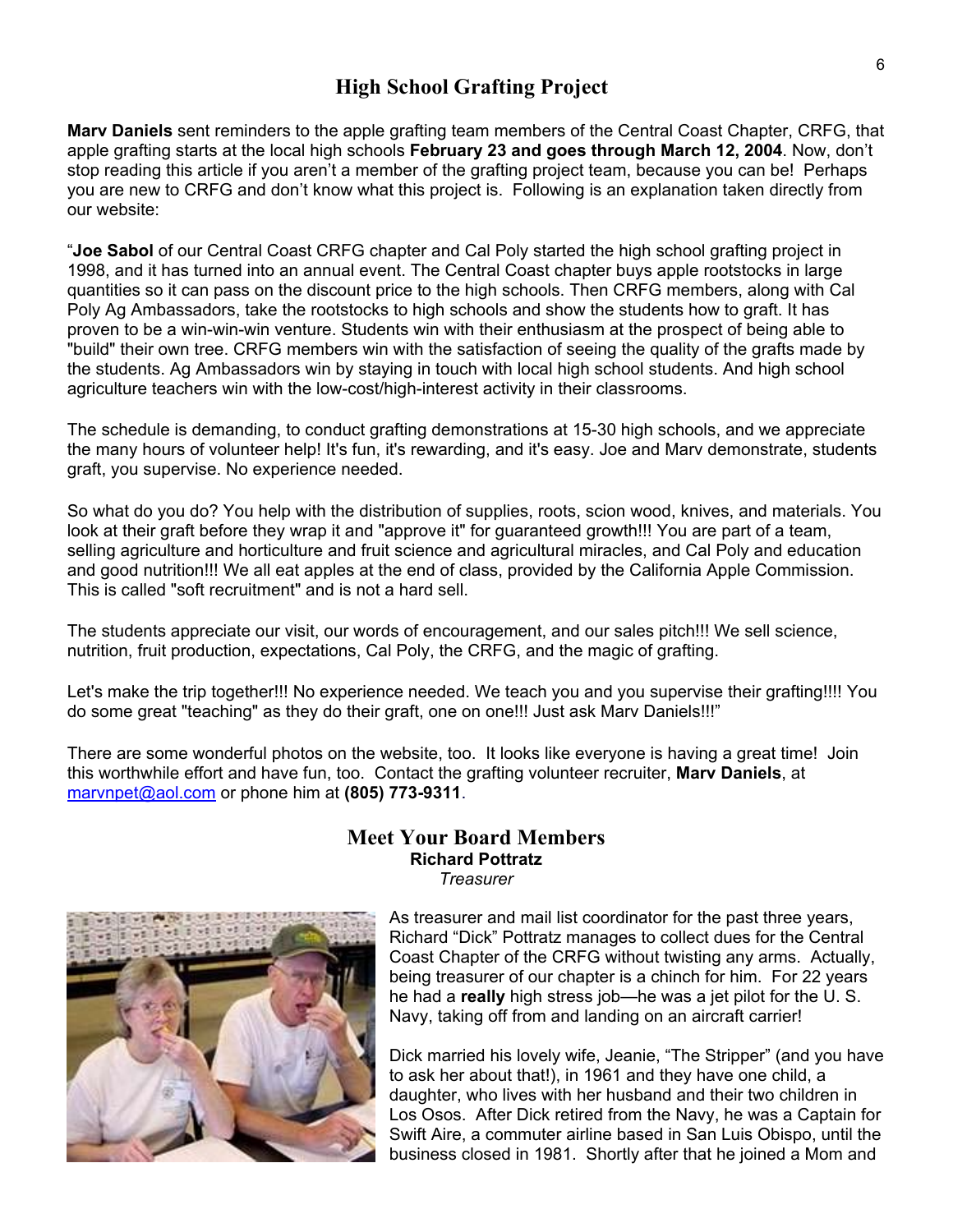## High School Grafting Project

**Marv Daniels** sent reminders to the apple grafting team members of the Central Coast Chapter, CRFG, that apple grafting starts at the local high schools **February 23 and goes through March 12, 2004**. Now, don't stop reading this article if you aren't a member of the grafting project team, because you can be! Perhaps you are new to CRFG and don't know what this project is. Following is an explanation taken directly from our website:

"**Joe Sabol** of our Central Coast CRFG chapter and Cal Poly started the high school grafting project in 1998, and it has turned into an annual event. The Central Coast chapter buys apple rootstocks in large quantities so it can pass on the discount price to the high schools. Then CRFG members, along with Cal Poly Ag Ambassadors, take the rootstocks to high schools and show the students how to graft. It has proven to be a win-win-win venture. Students win with their enthusiasm at the prospect of being able to "build" their own tree. CRFG members win with the satisfaction of seeing the quality of the grafts made by the students. Ag Ambassadors win by staying in touch with local high school students. And high school agriculture teachers win with the low-cost/high-interest activity in their classrooms.

The schedule is demanding, to conduct grafting demonstrations at 15-30 high schools, and we appreciate the many hours of volunteer help! It's fun, it's rewarding, and it's easy. Joe and Marv demonstrate, students graft, you supervise. No experience needed.

So what do you do? You help with the distribution of supplies, roots, scion wood, knives, and materials. You look at their graft before they wrap it and "approve it" for guaranteed growth!!! You are part of a team, selling agriculture and horticulture and fruit science and agricultural miracles, and Cal Poly and education and good nutrition!!! We all eat apples at the end of class, provided by the California Apple Commission. This is called "soft recruitment" and is not a hard sell.

The students appreciate our visit, our words of encouragement, and our sales pitch!!! We sell science, nutrition, fruit production, expectations, Cal Poly, the CRFG, and the magic of grafting.

Let's make the trip together!!! No experience needed. We teach you and you supervise their grafting!!!! You do some great "teaching" as they do their graft, one on one!!! Just ask Marv Daniels!!!"

There are some wonderful photos on the website, too. It looks like everyone is having a great time! Join this worthwhile effort and have fun, too. Contact the grafting volunteer recruiter, **Marv Daniels**, at marvnpet@aol.com or phone him at **(805) 773-9311**.

## Meet Your Board Members

### Richard Pottratz

*Treasurer*

As treasurer and mail list coordinator for the past three years, Richard "Dick" Pottratz manages to collect dues for the Central Coast Chapter of the CRFG without twisting any arms. Actually, being treasurer of our chapter is a chinch for him. For 22 years he had a **really** high stress job—he was a jet pilot for the U. S. Navy, taking off from and landing on an aircraft carrier!

Dick married his lovely wife, Jeanie, "The Stripper" (and you have to ask her about that!), in 1961 and they have one child, a daughter, who lives with her husband and their two children in Los Osos. After Dick retired from the Navy, he was a Captain for Swift Aire, a commuter airline based in San Luis Obispo, until the business closed in 1981. Shortly after that he joined a Mom and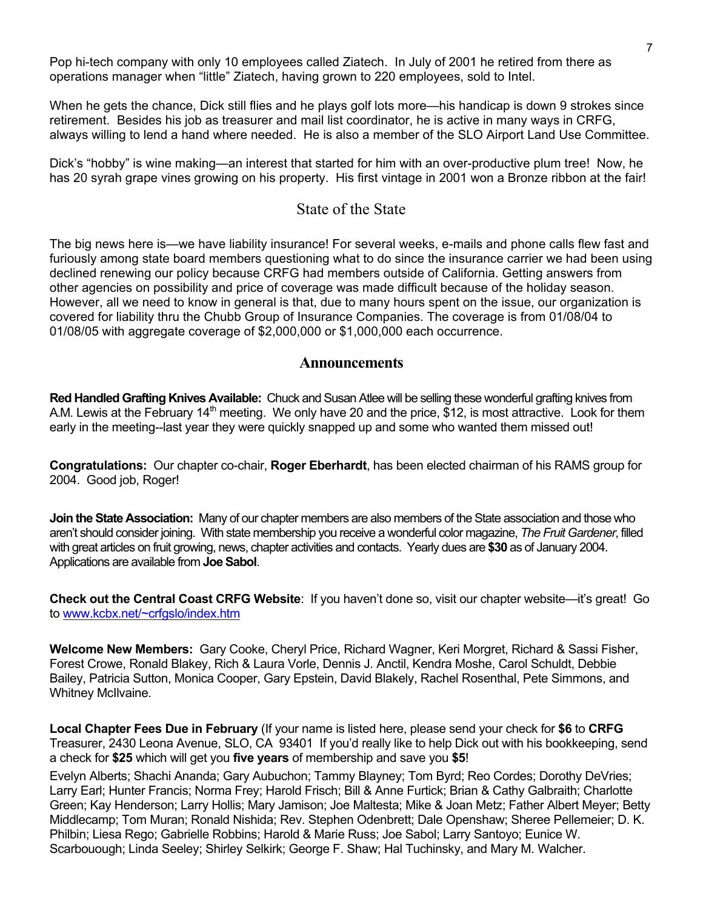Pop hi-tech company with only 10 employees called Ziatech. In July of 2001 he retired from there as operations manager when "little" Ziatech, having grown to 220 employees, sold to Intel.

When he gets the chance, Dick still flies and he plays golf lots more—his handicap is down 9 strokes since retirement. Besides his job as treasurer and mail list coordinator, he is active in many ways in CRFG, always willing to lend a hand where needed. He is also a member of the SLO Airport Land Use Committee.

Dick's "hobby" is wine making—an interest that started for him with an over-productive plum tree! Now, he has 20 syrah grape vines growing on his property. His first vintage in 2001 won a Bronze ribbon at the fair!

## State of the State

The big news here is—we have liability insurance! For several weeks, e-mails and phone calls flew fast and furiously among state board members questioning what to do since the insurance carrier we had been using declined renewing our policy because CRFG had members outside of California. Getting answers from other agencies on possibility and price of coverage was made difficult because of the holiday season. However, all we need to know in general is that, due to many hours spent on the issue, our organization is covered for liability thru the Chubb Group of Insurance Companies. The coverage is from 01/08/04 to 01/08/05 with aggregate coverage of $2,000,000 or $1,000,000 each occurrence.

## Announcements

**Red Handled Grafting Knives Available:** Chuck and Susan Atlee will be selling these wonderful grafting knives from A.M. Lewis at the February 14th meeting. We only have 20 and the price, $12, is most attractive. Look for them early in the meeting--last year they were quickly snapped up and some who wanted them missed out!

**Congratulations:** Our chapter co-chair, **Roger Eberhardt**, has been elected chairman of his RAMS group for 2004. Good job, Roger!

**Join the State Association:** Many of our chapter members are also members of the State association and those who aren't should consider joining. With state membership you receive a wonderful color magazine, *The Fruit Gardener*, filled with great articles on fruit growing, news, chapter activities and contacts. Yearly dues are **$30** as of January 2004. Applications are available from **Joe Sabol**.

**Check out the Central Coast CRFG Website**: If you haven't done so, visit our chapter website—it's great! Go to www.kcbx.net/~crfgslo/index.htm

**Welcome New Members:** Gary Cooke, Cheryl Price, Richard Wagner, Keri Morgret, Richard & Sassi Fisher, Forest Crowe, Ronald Blakey, Rich & Laura Vorle, Dennis J. Anctil, Kendra Moshe, Carol Schuldt, Debbie Bailey, Patricia Sutton, Monica Cooper, Gary Epstein, David Blakely, Rachel Rosenthal, Pete Simmons, and Whitney McIlvaine.

**Local Chapter Fees Due in February** (If your name is listed here, please send your check for **$6** to **CRFG** Treasurer, 2430 Leona Avenue, SLO, CA 93401 If you'd really like to help Dick out with his bookkeeping, send a check for **$25** which will get you **five years** of membership and save you **$5**!

Evelyn Alberts; Shachi Ananda; Gary Aubuchon; Tammy Blayney; Tom Byrd; Reo Cordes; Dorothy DeVries; Larry Earl; Hunter Francis; Norma Frey; Harold Frisch; Bill & Anne Furtick; Brian & Cathy Galbraith; Charlotte Green; Kay Henderson; Larry Hollis; Mary Jamison; Joe Maltesta; Mike & Joan Metz; Father Albert Meyer; Betty Middlecamp; Tom Muran; Ronald Nishida; Rev. Stephen Odenbrett; Dale Openshaw; Sheree Pellemeier; D. K. Philbin; Liesa Rego; Gabrielle Robbins; Harold & Marie Russ; Joe Sabol; Larry Santoyo; Eunice W. Scarbouough; Linda Seeley; Shirley Selkirk; George F. Shaw; Hal Tuchinsky, and Mary M. Walcher.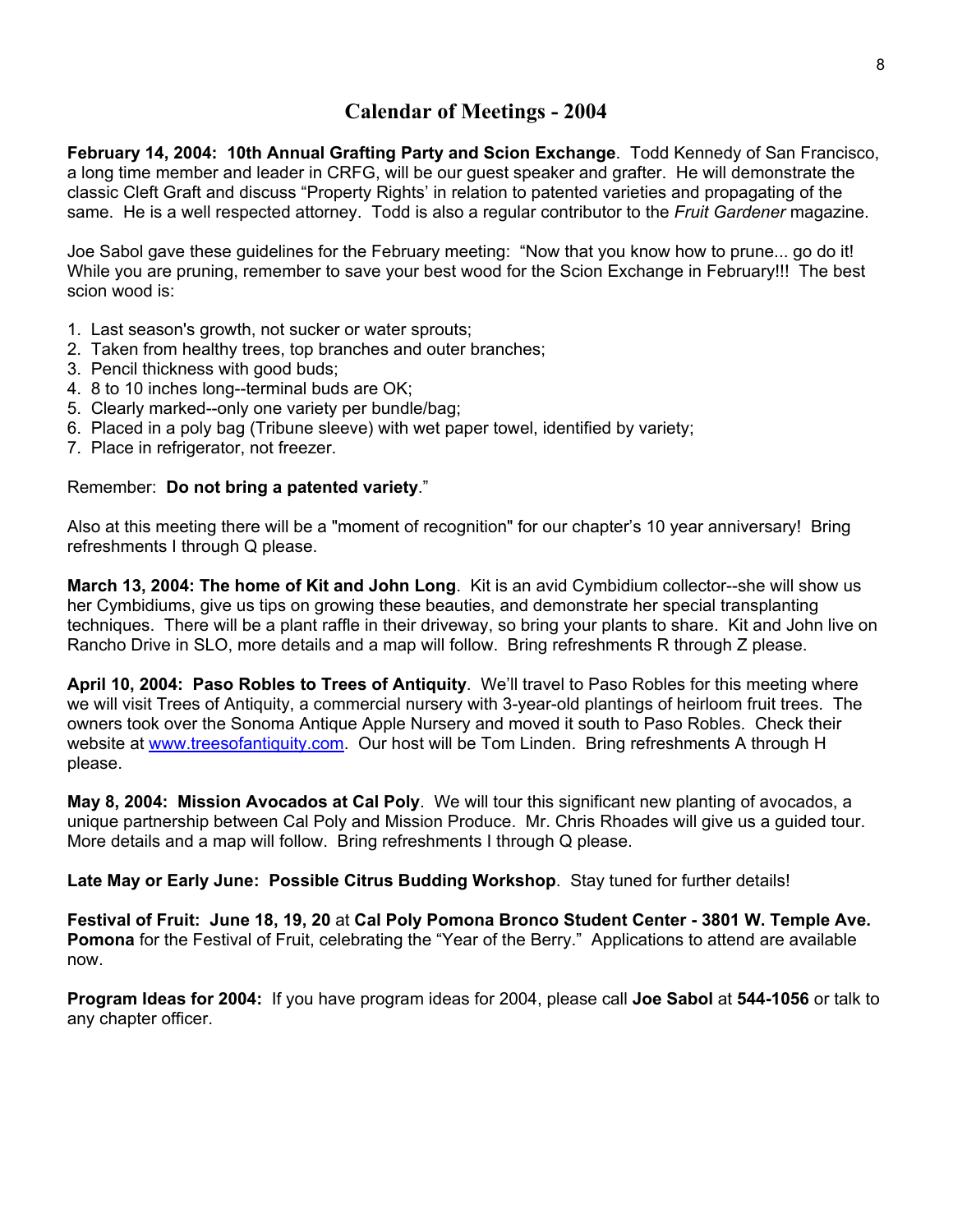# Calendar of Meetings - 2004

**February 14, 2004: 10th Annual Grafting Party and Scion Exchange**. Todd Kennedy of San Francisco, a long time member and leader in CRFG, will be our guest speaker and grafter. He will demonstrate the classic Cleft Graft and discuss "Property Rights' in relation to patented varieties and propagating of the same. He is a well respected attorney. Todd is also a regular contributor to the *Fruit Gardener* magazine.

Joe Sabol gave these guidelines for the February meeting: "Now that you know how to prune... go do it! While you are pruning, remember to save your best wood for the Scion Exchange in February!!! The best scion wood is:

1. Last season's growth, not sucker or water sprouts;
2. Taken from healthy trees, top branches and outer branches;
3. Pencil thickness with good buds;
4. 8 to 10 inches long--terminal buds are OK;
5. Clearly marked--only one variety per bundle/bag;
6. Placed in a poly bag (Tribune sleeve) with wet paper towel, identified by variety;
7. Place in refrigerator, not freezer.

Remember: **Do not bring a patented variety**."

Also at this meeting there will be a "moment of recognition" for our chapter's 10 year anniversary! Bring refreshments I through Q please.

**March 13, 2004: The home of Kit and John Long**. Kit is an avid Cymbidium collector--she will show us her Cymbidiums, give us tips on growing these beauties, and demonstrate her special transplanting techniques. There will be a plant raffle in their driveway, so bring your plants to share. Kit and John live on Rancho Drive in SLO, more details and a map will follow. Bring refreshments R through Z please.

**April 10, 2004: Paso Robles to Trees of Antiquity**. We'll travel to Paso Robles for this meeting where we will visit Trees of Antiquity, a commercial nursery with 3-year-old plantings of heirloom fruit trees. The owners took over the Sonoma Antique Apple Nursery and moved it south to Paso Robles. Check their website at [www.treesofantiquity.com](http://www.treesofantiquity.com). Our host will be Tom Linden. Bring refreshments A through H please.

**May 8, 2004: Mission Avocados at Cal Poly**. We will tour this significant new planting of avocados, a unique partnership between Cal Poly and Mission Produce. Mr. Chris Rhoades will give us a guided tour. More details and a map will follow. Bring refreshments I through Q please.

**Late May or Early June: Possible Citrus Budding Workshop**. Stay tuned for further details!

**Festival of Fruit: June 18, 19, 20** at **Cal Poly Pomona Bronco Student Center - 3801 W. Temple Ave. Pomona** for the Festival of Fruit, celebrating the "Year of the Berry." Applications to attend are available now.

**Program Ideas for 2004:** If you have program ideas for 2004, please call **Joe Sabol** at **544-1056** or talk to any chapter officer.